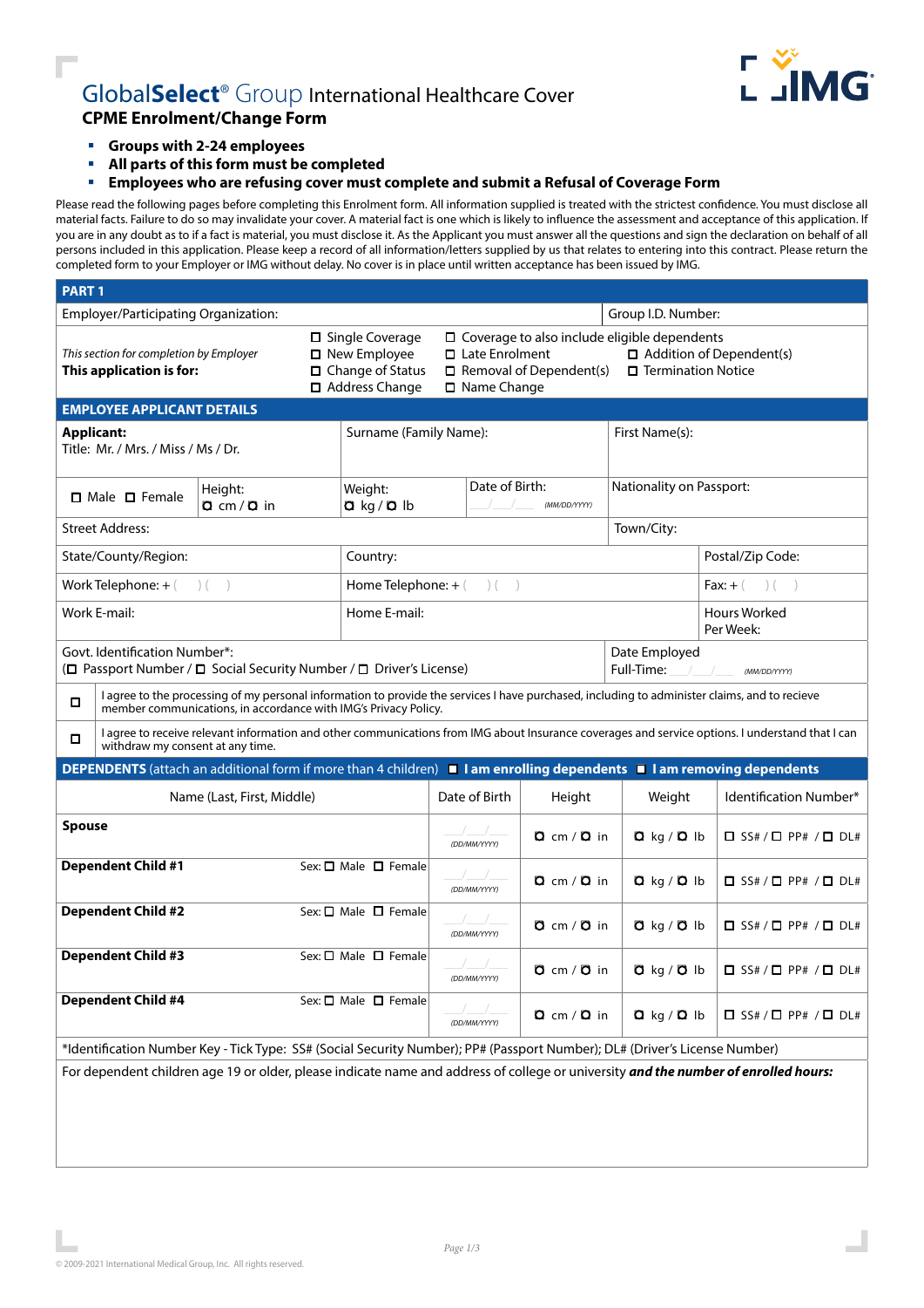# GlobalSelect® Group International Healthcare Cover

## CPME Enrolment/Change Form

- **Groups with 2-24 employees**
- **All parts of this form must be completed**
- **Employees who are refusing cover must complete and submit a Refusal of Coverage Form**

Please read the following pages before completing this Enrolment form. All information supplied is treated with the strictest confidence. You must disclose all material facts. Failure to do so may invalidate your cover. A material fact is one which is likely to influence the assessment and acceptance of this application. If you are in any doubt as to if a fact is material, you must disclose it. As the Applicant you must answer all the questions and sign the declaration on behalf of all persons included in this application. Please keep a record of all information/letters supplied by us that relates to entering into this contract. Please return the completed form to your Employer or IMG without delay. No cover is in place until written acceptance has been issued by IMG.

## PART 1

| Employer/Participating Organization: | Group I.D. Number: |
|---|---|

*This section for completion by Employer*
**This application is for:**

- ☐ Single Coverage
- ☐ New Employee
- ☐ Change of Status
- ☐ Address Change
- ☐ Coverage to also include eligible dependents
- ☐ Late Enrolment
- ☐ Removal of Dependent(s)
- ☐ Name Change
- ☐ Addition of Dependent(s)
- ☐ Termination Notice

### EMPLOYEE APPLICANT DETAILS

| **Applicant:** Title: Mr. / Mrs. / Miss / Ms / Dr. | Surname (Family Name): | First Name(s): |
|---|---|---|
| ☐ Male ☐ Female — Height: ☐ cm / ☐ in | Weight: ☐ kg / ☐ lb — Date of Birth: \_\_/\_\_/\_\_\_\_ (MM/DD/YYYY) | Nationality on Passport: |
| Street Address: | | Town/City: |
| State/County/Region: | Country: | Postal/Zip Code: |
| Work Telephone: + ( ) ( ) | Home Telephone: + ( ) ( ) | Fax: + ( ) ( ) |
| Work E-mail: | Home E-mail: | Hours Worked Per Week: |
| Govt. Identification Number*: (☐ Passport Number / ☐ Social Security Number / ☐ Driver's License) | | Date Employed Full-Time: \_\_/\_\_/\_\_\_\_ (MM/DD/YYYY) |

☐ I agree to the processing of my personal information to provide the services I have purchased, including to administer claims, and to recieve member communications, in accordance with IMG's Privacy Policy.

☐ I agree to receive relevant information and other communications from IMG about Insurance coverages and service options. I understand that I can withdraw my consent at any time.

### DEPENDENTS (attach an additional form if more than 4 children) ☐ I am enrolling dependents ☐ I am removing dependents

| Name (Last, First, Middle) | Date of Birth | Height | Weight | Identification Number* |
|---|---|---|---|---|
| **Spouse** | \_\_/\_\_/\_\_\_\_ (DD/MM/YYYY) | ☐ cm / ☐ in | ☐ kg / ☐ lb | ☐ SS# / ☐ PP# / ☐ DL# |
| **Dependent Child #1** Sex: ☐ Male ☐ Female | \_\_/\_\_/\_\_\_\_ (DD/MM/YYYY) | ☐ cm / ☐ in | ☐ kg / ☐ lb | ☐ SS# / ☐ PP# / ☐ DL# |
| **Dependent Child #2** Sex: ☐ Male ☐ Female | \_\_/\_\_/\_\_\_\_ (DD/MM/YYYY) | ☐ cm / ☐ in | ☐ kg / ☐ lb | ☐ SS# / ☐ PP# / ☐ DL# |
| **Dependent Child #3** Sex: ☐ Male ☐ Female | \_\_/\_\_/\_\_\_\_ (DD/MM/YYYY) | ☐ cm / ☐ in | ☐ kg / ☐ lb | ☐ SS# / ☐ PP# / ☐ DL# |
| **Dependent Child #4** Sex: ☐ Male ☐ Female | \_\_/\_\_/\_\_\_\_ (DD/MM/YYYY) | ☐ cm / ☐ in | ☐ kg / ☐ lb | ☐ SS# / ☐ PP# / ☐ DL# |

*Identification Number Key - Tick Type: SS# (Social Security Number); PP# (Passport Number); DL# (Driver's License Number)

For dependent children age 19 or older, please indicate name and address of college or university ***and the number of enrolled hours:***

© 2009-2021 International Medical Group, Inc. All rights reserved.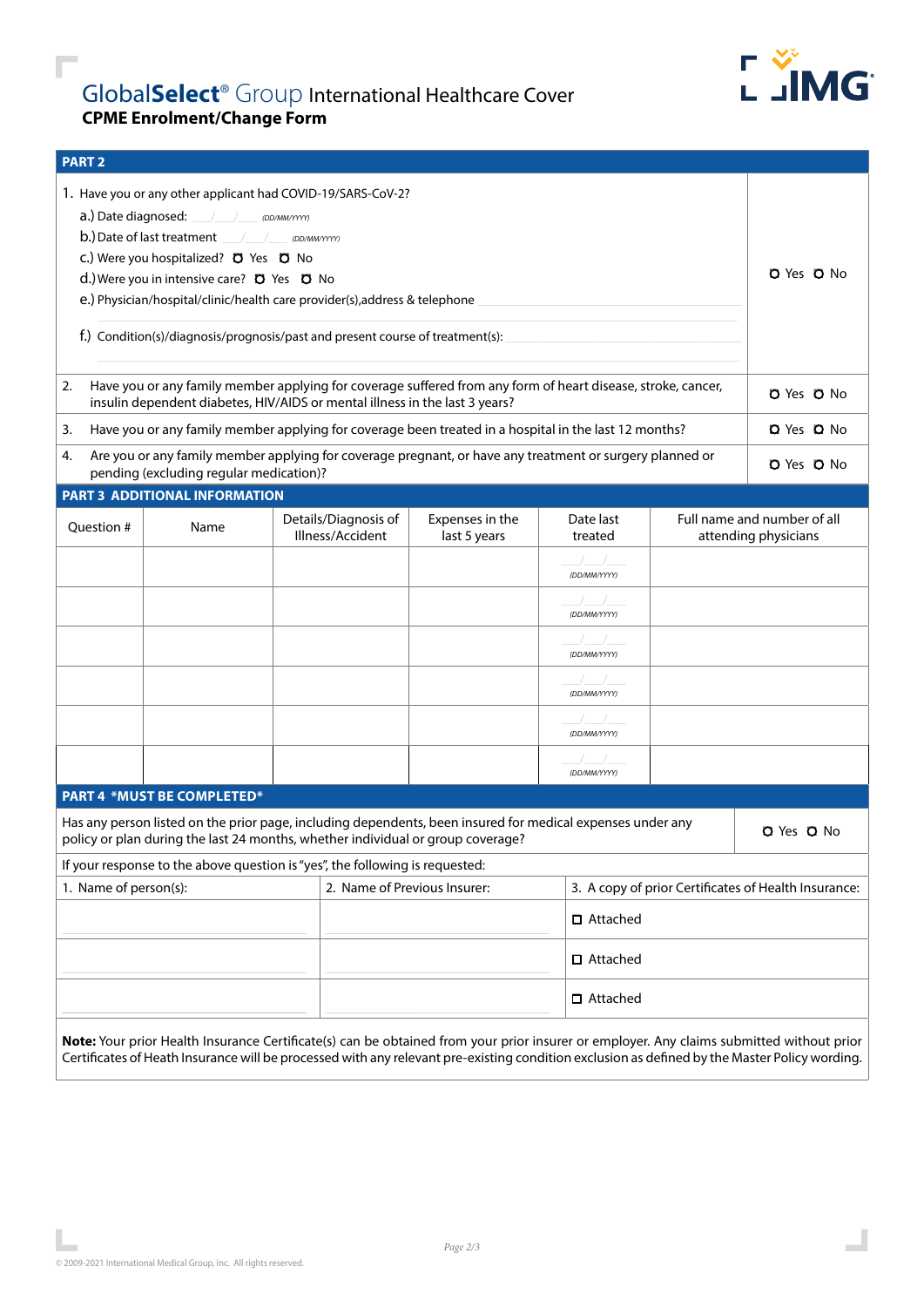# GlobalSelect® Group International Healthcare Cover

## CPME Enrolment/Change Form

## PART 2

| | |
|---|---|
| 1. Have you or any other applicant had COVID-19/SARS-CoV-2?<br>a.) Date diagnosed: ___/___/___ (DD/MM/YYYY)<br>b.) Date of last treatment ___/___/___ (DD/MM/YYYY)<br>c.) Were you hospitalized? ○ Yes ○ No<br>d.) Were you in intensive care? ○ Yes ○ No<br>e.) Physician/hospital/clinic/health care provider(s),address & telephone<br>f.) Condition(s)/diagnosis/prognosis/past and present course of treatment(s): | ○ Yes ○ No |
| 2. Have you or any family member applying for coverage suffered from any form of heart disease, stroke, cancer, insulin dependent diabetes, HIV/AIDS or mental illness in the last 3 years? | ○ Yes ○ No |
| 3. Have you or any family member applying for coverage been treated in a hospital in the last 12 months? | ○ Yes ○ No |
| 4. Are you or any family member applying for coverage pregnant, or have any treatment or surgery planned or pending (excluding regular medication)? | ○ Yes ○ No |

## PART 3 ADDITIONAL INFORMATION

| Question # | Name | Details/Diagnosis of Illness/Accident | Expenses in the last 5 years | Date last treated | Full name and number of all attending physicians |
|---|---|---|---|---|---|
| | | | | ___/___/___ (DD/MM/YYYY) | |
| | | | | ___/___/___ (DD/MM/YYYY) | |
| | | | | ___/___/___ (DD/MM/YYYY) | |
| | | | | ___/___/___ (DD/MM/YYYY) | |
| | | | | ___/___/___ (DD/MM/YYYY) | |
| | | | | ___/___/___ (DD/MM/YYYY) | |

## PART 4 *MUST BE COMPLETED*

| | |
|---|---|
| Has any person listed on the prior page, including dependents, been insured for medical expenses under any policy or plan during the last 24 months, whether individual or group coverage? | ○ Yes ○ No |

If your response to the above question is "yes", the following is requested:

| 1. Name of person(s): | 2. Name of Previous Insurer: | 3. A copy of prior Certificates of Health Insurance: |
|---|---|---|
| | | ☐ Attached |
| | | ☐ Attached |
| | | ☐ Attached |

**Note:** Your prior Health Insurance Certificate(s) can be obtained from your prior insurer or employer. Any claims submitted without prior Certificates of Heath Insurance will be processed with any relevant pre-existing condition exclusion as defined by the Master Policy wording.

© 2009-2021 International Medical Group, Inc. All rights reserved.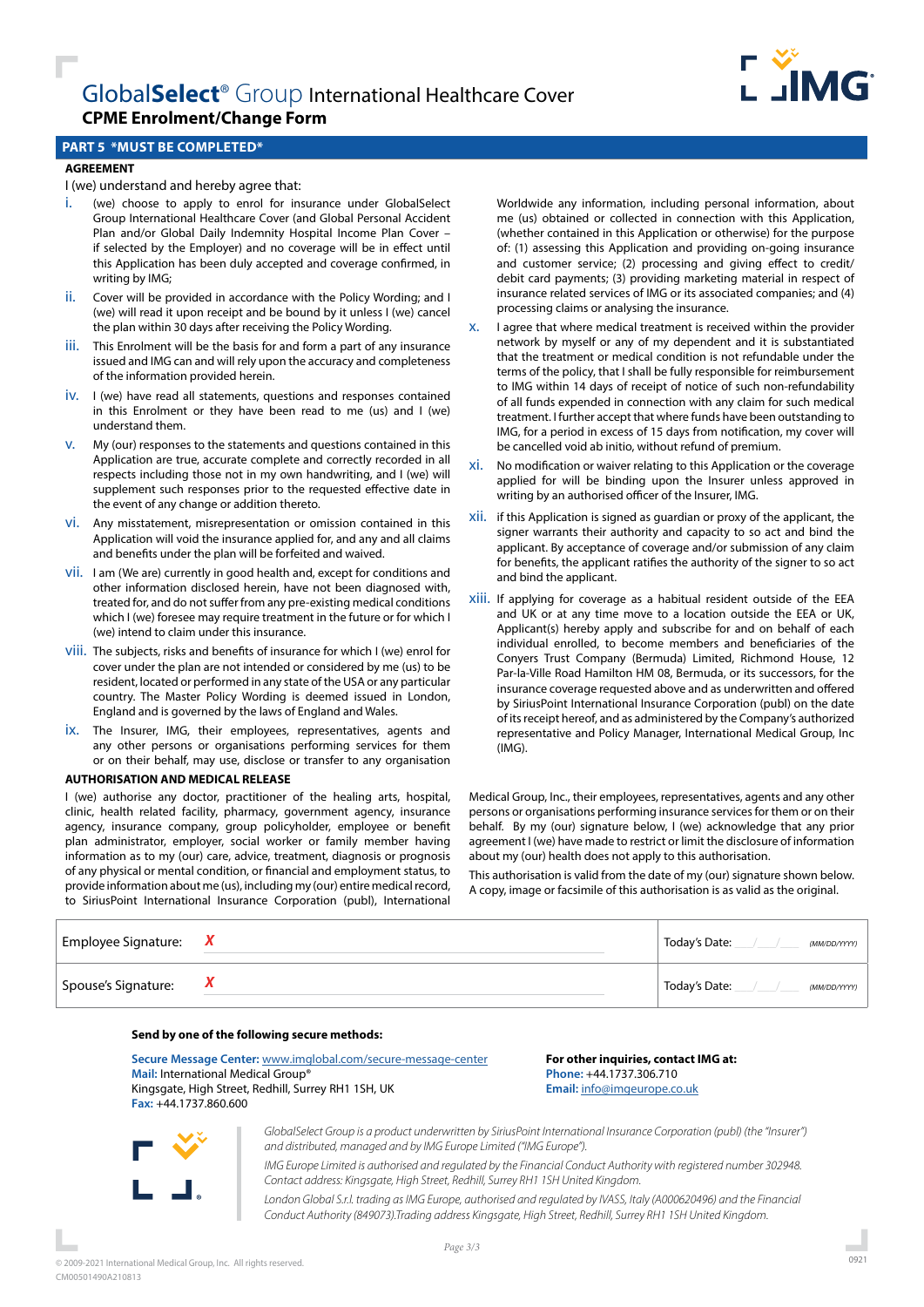# GlobalSelect® Group International Healthcare Cover

## CPME Enrolment/Change Form

## PART 5 *MUST BE COMPLETED*

### AGREEMENT

I (we) understand and hereby agree that:

i. (we) choose to apply to enrol for insurance under GlobalSelect Group International Healthcare Cover (and Global Personal Accident Plan and/or Global Daily Indemnity Hospital Income Plan Cover – if selected by the Employer) and no coverage will be in effect until this Application has been duly accepted and coverage confirmed, in writing by IMG;

ii. Cover will be provided in accordance with the Policy Wording; and I (we) will read it upon receipt and be bound by it unless I (we) cancel the plan within 30 days after receiving the Policy Wording.

iii. This Enrolment will be the basis for and form a part of any insurance issued and IMG can and will rely upon the accuracy and completeness of the information provided herein.

iv. I (we) have read all statements, questions and responses contained in this Enrolment or they have been read to me (us) and I (we) understand them.

v. My (our) responses to the statements and questions contained in this Application are true, accurate complete and correctly recorded in all respects including those not in my own handwriting, and I (we) will supplement such responses prior to the requested effective date in the event of any change or addition thereto.

vi. Any misstatement, misrepresentation or omission contained in this Application will void the insurance applied for, and any and all claims and benefits under the plan will be forfeited and waived.

vii. I am (We are) currently in good health and, except for conditions and other information disclosed herein, have not been diagnosed with, treated for, and do not suffer from any pre-existing medical conditions which I (we) foresee may require treatment in the future or for which I (we) intend to claim under this insurance.

viii. The subjects, risks and benefits of insurance for which I (we) enrol for cover under the plan are not intended or considered by me (us) to be resident, located or performed in any state of the USA or any particular country. The Master Policy Wording is deemed issued in London, England and is governed by the laws of England and Wales.

ix. The Insurer, IMG, their employees, representatives, agents and any other persons or organisations performing services for them or on their behalf, may use, disclose or transfer to any organisation Worldwide any information, including personal information, about me (us) obtained or collected in connection with this Application, (whether contained in this Application or otherwise) for the purpose of: (1) assessing this Application and providing on-going insurance and customer service; (2) processing and giving effect to credit/debit card payments; (3) providing marketing material in respect of insurance related services of IMG or its associated companies; and (4) processing claims or analysing the insurance.

x. I agree that where medical treatment is received within the provider network by myself or any of my dependent and it is substantiated that the treatment or medical condition is not refundable under the terms of the policy, that I shall be fully responsible for reimbursement to IMG within 14 days of receipt of notice of such non-refundability of all funds expended in connection with any claim for such medical treatment. I further accept that where funds have been outstanding to IMG, for a period in excess of 15 days from notification, my cover will be cancelled void ab initio, without refund of premium.

xi. No modification or waiver relating to this Application or the coverage applied for will be binding upon the Insurer unless approved in writing by an authorised officer of the Insurer, IMG.

xii. if this Application is signed as guardian or proxy of the applicant, the signer warrants their authority and capacity to so act and bind the applicant. By acceptance of coverage and/or submission of any claim for benefits, the applicant ratifies the authority of the signer to so act and bind the applicant.

xiii. If applying for coverage as a habitual resident outside of the EEA and UK or at any time move to a location outside the EEA or UK, Applicant(s) hereby apply and subscribe for and on behalf of each individual enrolled, to become members and beneficiaries of the Conyers Trust Company (Bermuda) Limited, Richmond House, 12 Par-la-Ville Road Hamilton HM 08, Bermuda, or its successors, for the insurance coverage requested above and as underwritten and offered by SiriusPoint International Insurance Corporation (publ) on the date of its receipt hereof, and as administered by the Company's authorized representative and Policy Manager, International Medical Group, Inc (IMG).

### AUTHORISATION AND MEDICAL RELEASE

I (we) authorise any doctor, practitioner of the healing arts, hospital, clinic, health related facility, pharmacy, government agency, insurance agency, insurance company, group policyholder, employee or benefit plan administrator, employer, social worker or family member having information as to my (our) care, advice, treatment, diagnosis or prognosis of any physical or mental condition, or financial and employment status, to provide information about me (us), including my (our) entire medical record, to SiriusPoint International Insurance Corporation (publ), International Medical Group, Inc., their employees, representatives, agents and any other persons or organisations performing insurance services for them or on their behalf. By my (our) signature below, I (we) acknowledge that any prior agreement I (we) have made to restrict or limit the disclosure of information about my (our) health does not apply to this authorisation.

This authorisation is valid from the date of my (our) signature shown below. A copy, image or facsimile of this authorisation is as valid as the original.

| | |
|---|---|
| Employee Signature: X | Today's Date: ___/___/___ (MM/DD/YYYY) |
| Spouse's Signature: X | Today's Date: ___/___/___ (MM/DD/YYYY) |

**Send by one of the following secure methods:**

**Secure Message Center:** www.imglobal.com/secure-message-center
**Mail:** International Medical Group®
Kingsgate, High Street, Redhill, Surrey RH1 1SH, UK
**Fax:** +44.1737.860.600

**For other inquiries, contact IMG at:**
**Phone:** +44.1737.306.710
**Email:** info@imgeurope.co.uk

*GlobalSelect Group is a product underwritten by SiriusPoint International Insurance Corporation (publ) (the "Insurer") and distributed, managed and by IMG Europe Limited ("IMG Europe").*

*IMG Europe Limited is authorised and regulated by the Financial Conduct Authority with registered number 302948. Contact address: Kingsgate, High Street, Redhill, Surrey RH1 1SH United Kingdom.*

*London Global S.r.l. trading as IMG Europe, authorised and regulated by IVASS, Italy (A000620496) and the Financial Conduct Authority (849073).Trading address Kingsgate, High Street, Redhill, Surrey RH1 1SH United Kingdom.*

© 2009-2021 International Medical Group, Inc. All rights reserved.
CM00501490A210813
0921